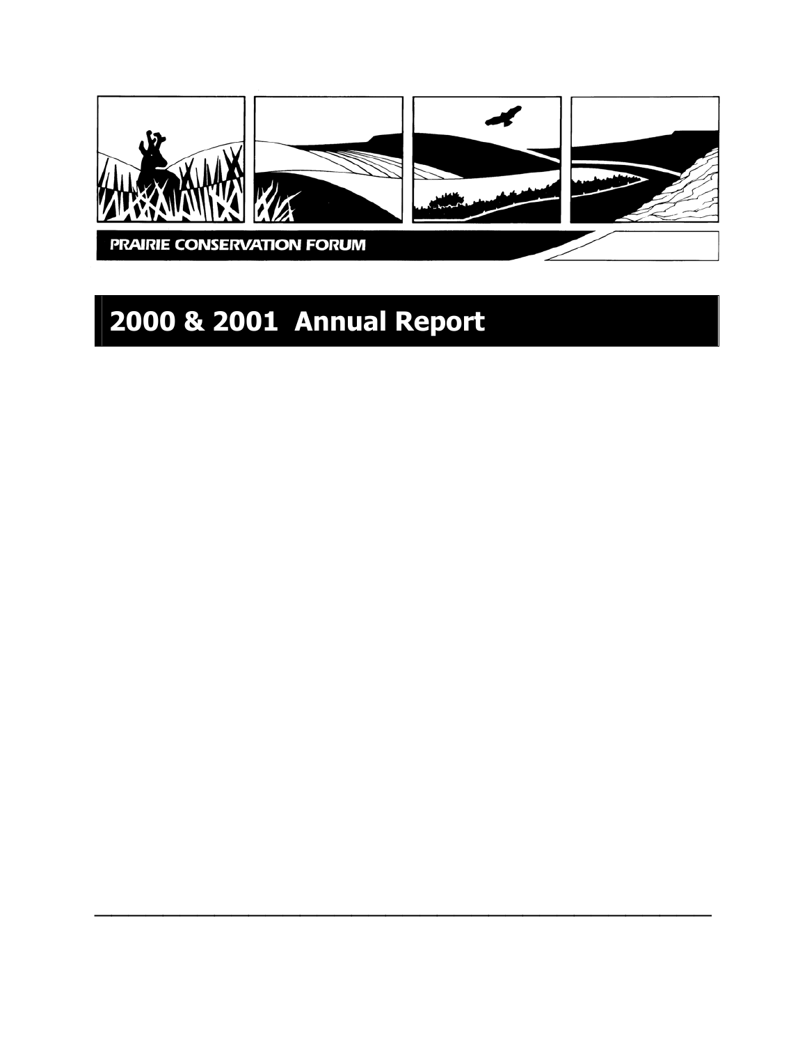PRAIRIE CONSERVATION FORUM

# 2000 & 2001 Annual Report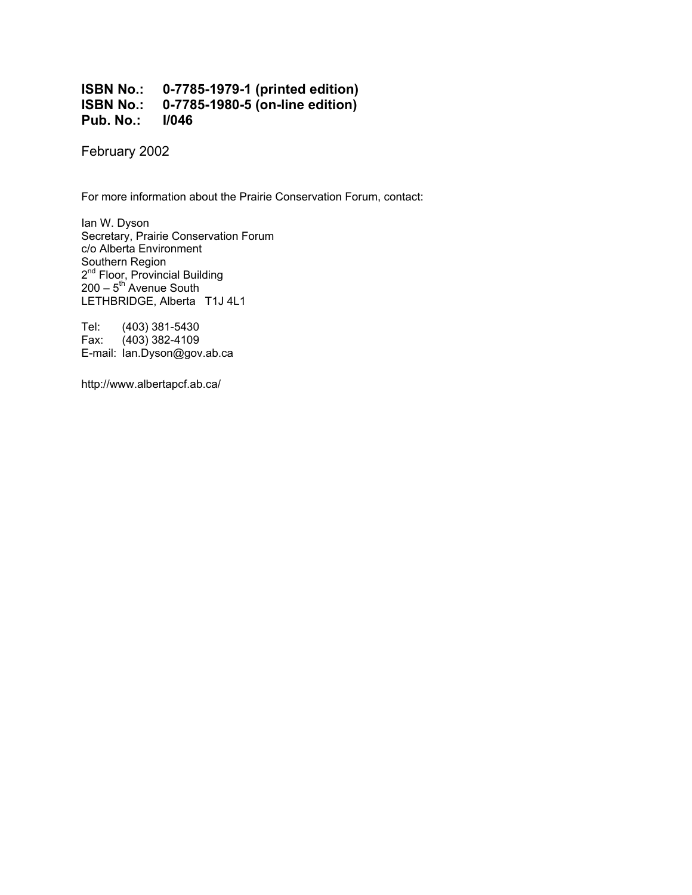**ISBN No.: 0-7785-1979-1 (printed edition)**
**ISBN No.: 0-7785-1980-5 (on-line edition)**
**Pub. No.: I/046**

February 2002

For more information about the Prairie Conservation Forum, contact:

Ian W. Dyson
Secretary, Prairie Conservation Forum
c/o Alberta Environment
Southern Region
2nd Floor, Provincial Building
200 – 5th Avenue South
LETHBRIDGE, Alberta T1J 4L1

Tel: (403) 381-5430
Fax: (403) 382-4109
E-mail: Ian.Dyson@gov.ab.ca

http://www.albertapcf.ab.ca/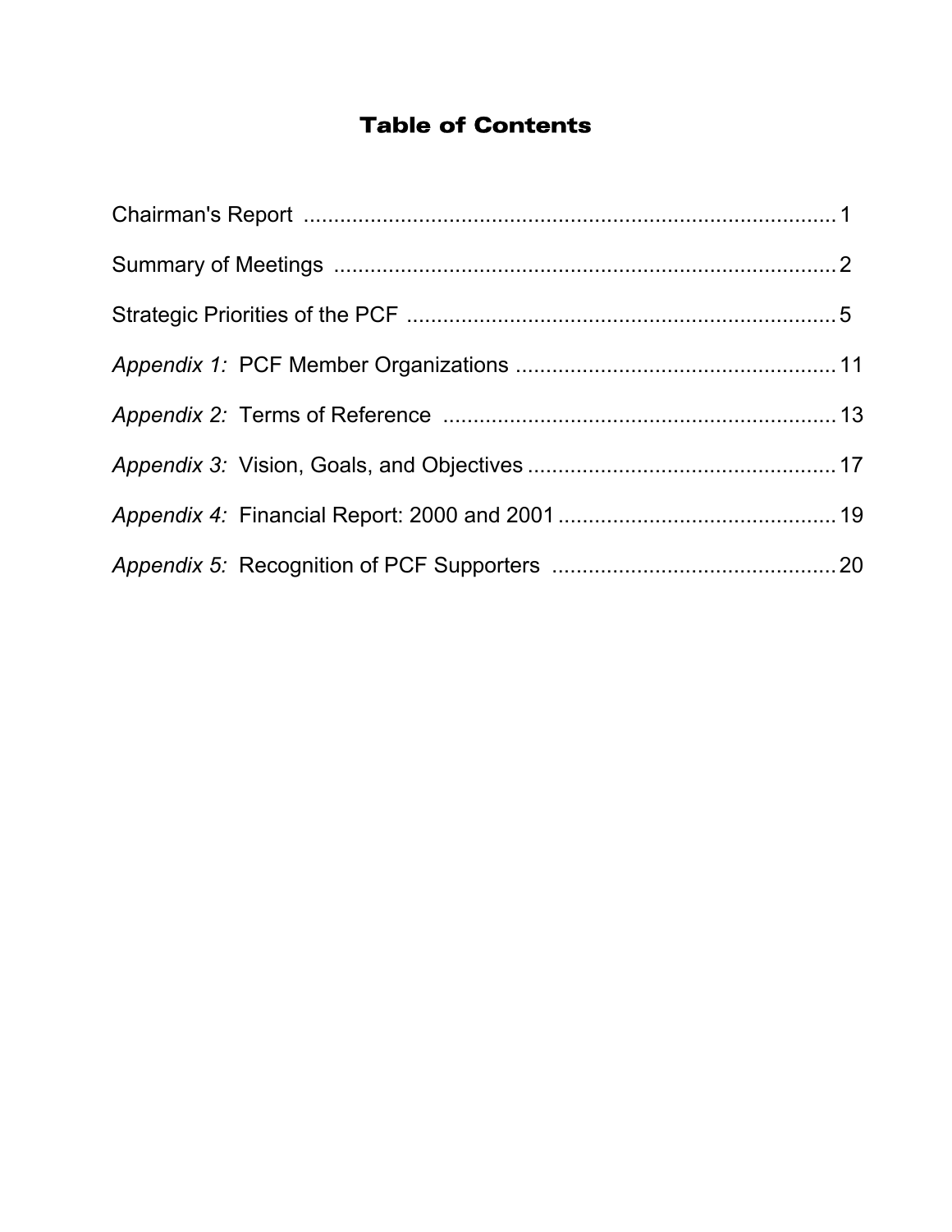# Table of Contents

Chairman's Report ........................................................................................ 1

Summary of Meetings .................................................................................. 2

Strategic Priorities of the PCF ...................................................................... 5

*Appendix 1:* PCF Member Organizations ..................................................... 11

*Appendix 2:* Terms of Reference ................................................................. 13

*Appendix 3:* Vision, Goals, and Objectives ................................................... 17

*Appendix 4:* Financial Report: 2000 and 2001 .............................................. 19

*Appendix 5:* Recognition of PCF Supporters ............................................... 20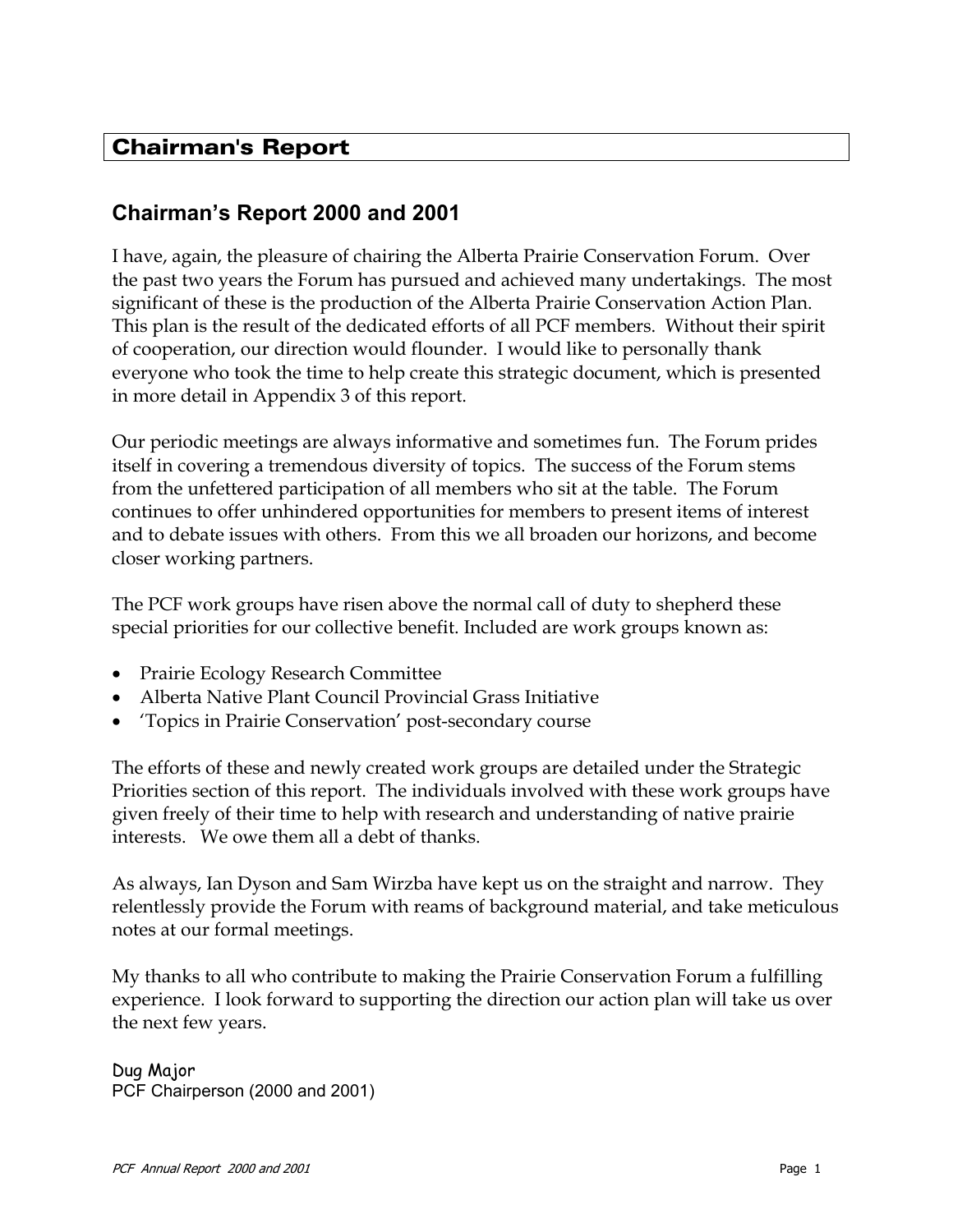# Chairman's Report

## Chairman's Report 2000 and 2001

I have, again, the pleasure of chairing the Alberta Prairie Conservation Forum. Over the past two years the Forum has pursued and achieved many undertakings. The most significant of these is the production of the Alberta Prairie Conservation Action Plan. This plan is the result of the dedicated efforts of all PCF members. Without their spirit of cooperation, our direction would flounder. I would like to personally thank everyone who took the time to help create this strategic document, which is presented in more detail in Appendix 3 of this report.

Our periodic meetings are always informative and sometimes fun. The Forum prides itself in covering a tremendous diversity of topics. The success of the Forum stems from the unfettered participation of all members who sit at the table. The Forum continues to offer unhindered opportunities for members to present items of interest and to debate issues with others. From this we all broaden our horizons, and become closer working partners.

The PCF work groups have risen above the normal call of duty to shepherd these special priorities for our collective benefit. Included are work groups known as:

- Prairie Ecology Research Committee
- Alberta Native Plant Council Provincial Grass Initiative
- 'Topics in Prairie Conservation' post-secondary course

The efforts of these and newly created work groups are detailed under the Strategic Priorities section of this report. The individuals involved with these work groups have given freely of their time to help with research and understanding of native prairie interests. We owe them all a debt of thanks.

As always, Ian Dyson and Sam Wirzba have kept us on the straight and narrow. They relentlessly provide the Forum with reams of background material, and take meticulous notes at our formal meetings.

My thanks to all who contribute to making the Prairie Conservation Forum a fulfilling experience. I look forward to supporting the direction our action plan will take us over the next few years.

Dug Major
PCF Chairperson (2000 and 2001)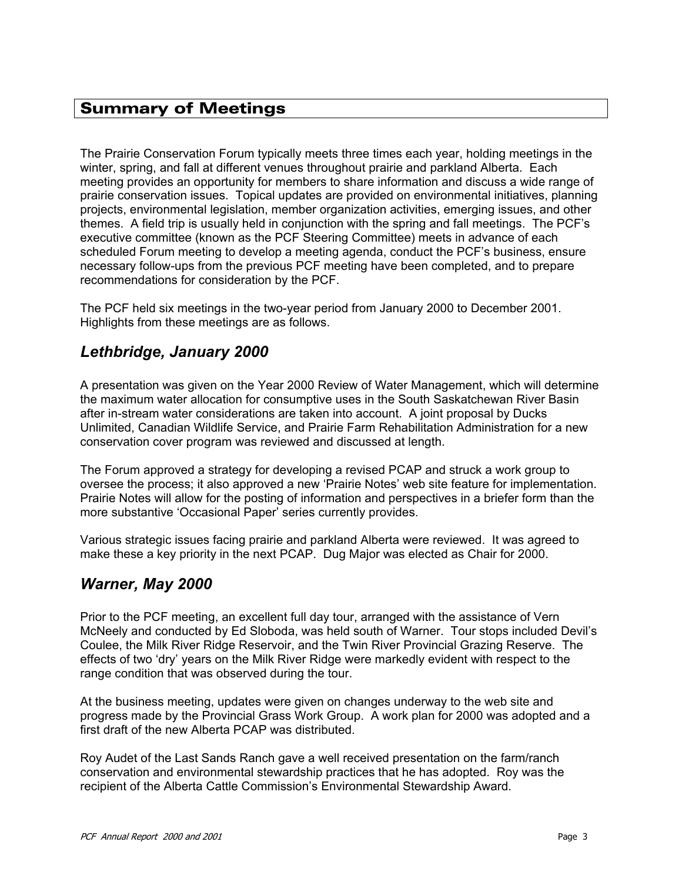## Summary of Meetings

The Prairie Conservation Forum typically meets three times each year, holding meetings in the winter, spring, and fall at different venues throughout prairie and parkland Alberta. Each meeting provides an opportunity for members to share information and discuss a wide range of prairie conservation issues. Topical updates are provided on environmental initiatives, planning projects, environmental legislation, member organization activities, emerging issues, and other themes. A field trip is usually held in conjunction with the spring and fall meetings. The PCF's executive committee (known as the PCF Steering Committee) meets in advance of each scheduled Forum meeting to develop a meeting agenda, conduct the PCF's business, ensure necessary follow-ups from the previous PCF meeting have been completed, and to prepare recommendations for consideration by the PCF.

The PCF held six meetings in the two-year period from January 2000 to December 2001. Highlights from these meetings are as follows.

### *Lethbridge, January 2000*

A presentation was given on the Year 2000 Review of Water Management, which will determine the maximum water allocation for consumptive uses in the South Saskatchewan River Basin after in-stream water considerations are taken into account. A joint proposal by Ducks Unlimited, Canadian Wildlife Service, and Prairie Farm Rehabilitation Administration for a new conservation cover program was reviewed and discussed at length.

The Forum approved a strategy for developing a revised PCAP and struck a work group to oversee the process; it also approved a new 'Prairie Notes' web site feature for implementation. Prairie Notes will allow for the posting of information and perspectives in a briefer form than the more substantive 'Occasional Paper' series currently provides.

Various strategic issues facing prairie and parkland Alberta were reviewed. It was agreed to make these a key priority in the next PCAP. Dug Major was elected as Chair for 2000.

### *Warner, May 2000*

Prior to the PCF meeting, an excellent full day tour, arranged with the assistance of Vern McNeely and conducted by Ed Sloboda, was held south of Warner. Tour stops included Devil's Coulee, the Milk River Ridge Reservoir, and the Twin River Provincial Grazing Reserve. The effects of two 'dry' years on the Milk River Ridge were markedly evident with respect to the range condition that was observed during the tour.

At the business meeting, updates were given on changes underway to the web site and progress made by the Provincial Grass Work Group. A work plan for 2000 was adopted and a first draft of the new Alberta PCAP was distributed.

Roy Audet of the Last Sands Ranch gave a well received presentation on the farm/ranch conservation and environmental stewardship practices that he has adopted. Roy was the recipient of the Alberta Cattle Commission's Environmental Stewardship Award.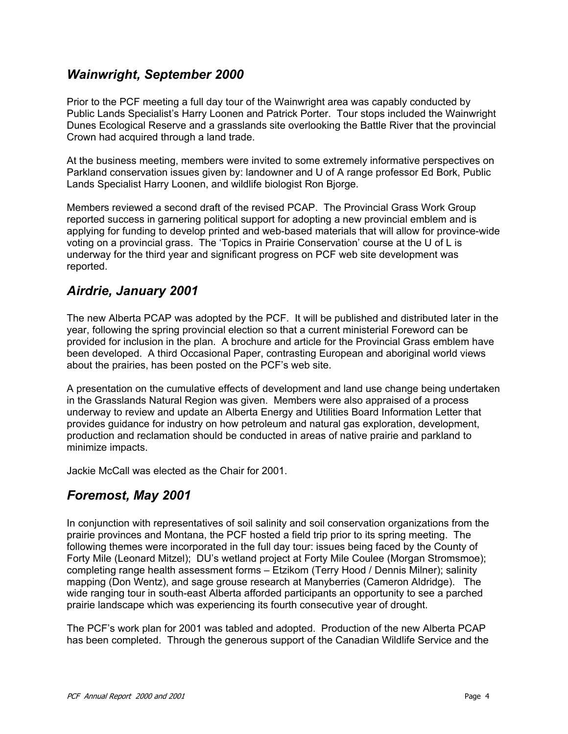## *Wainwright, September 2000*

Prior to the PCF meeting a full day tour of the Wainwright area was capably conducted by Public Lands Specialist's Harry Loonen and Patrick Porter. Tour stops included the Wainwright Dunes Ecological Reserve and a grasslands site overlooking the Battle River that the provincial Crown had acquired through a land trade.

At the business meeting, members were invited to some extremely informative perspectives on Parkland conservation issues given by: landowner and U of A range professor Ed Bork, Public Lands Specialist Harry Loonen, and wildlife biologist Ron Bjorge.

Members reviewed a second draft of the revised PCAP. The Provincial Grass Work Group reported success in garnering political support for adopting a new provincial emblem and is applying for funding to develop printed and web-based materials that will allow for province-wide voting on a provincial grass. The 'Topics in Prairie Conservation' course at the U of L is underway for the third year and significant progress on PCF web site development was reported.

## *Airdrie, January 2001*

The new Alberta PCAP was adopted by the PCF. It will be published and distributed later in the year, following the spring provincial election so that a current ministerial Foreword can be provided for inclusion in the plan. A brochure and article for the Provincial Grass emblem have been developed. A third Occasional Paper, contrasting European and aboriginal world views about the prairies, has been posted on the PCF's web site.

A presentation on the cumulative effects of development and land use change being undertaken in the Grasslands Natural Region was given. Members were also appraised of a process underway to review and update an Alberta Energy and Utilities Board Information Letter that provides guidance for industry on how petroleum and natural gas exploration, development, production and reclamation should be conducted in areas of native prairie and parkland to minimize impacts.

Jackie McCall was elected as the Chair for 2001.

## *Foremost, May 2001*

In conjunction with representatives of soil salinity and soil conservation organizations from the prairie provinces and Montana, the PCF hosted a field trip prior to its spring meeting. The following themes were incorporated in the full day tour: issues being faced by the County of Forty Mile (Leonard Mitzel); DU's wetland project at Forty Mile Coulee (Morgan Stromsmoe); completing range health assessment forms – Etzikom (Terry Hood / Dennis Milner); salinity mapping (Don Wentz), and sage grouse research at Manyberries (Cameron Aldridge). The wide ranging tour in south-east Alberta afforded participants an opportunity to see a parched prairie landscape which was experiencing its fourth consecutive year of drought.

The PCF's work plan for 2001 was tabled and adopted. Production of the new Alberta PCAP has been completed. Through the generous support of the Canadian Wildlife Service and the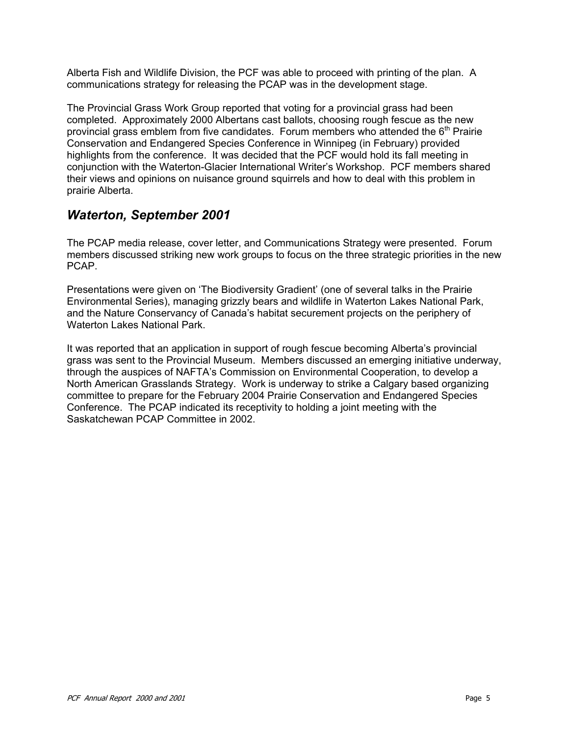Alberta Fish and Wildlife Division, the PCF was able to proceed with printing of the plan. A communications strategy for releasing the PCAP was in the development stage.

The Provincial Grass Work Group reported that voting for a provincial grass had been completed. Approximately 2000 Albertans cast ballots, choosing rough fescue as the new provincial grass emblem from five candidates. Forum members who attended the 6th Prairie Conservation and Endangered Species Conference in Winnipeg (in February) provided highlights from the conference. It was decided that the PCF would hold its fall meeting in conjunction with the Waterton-Glacier International Writer's Workshop. PCF members shared their views and opinions on nuisance ground squirrels and how to deal with this problem in prairie Alberta.

## *Waterton, September 2001*

The PCAP media release, cover letter, and Communications Strategy were presented. Forum members discussed striking new work groups to focus on the three strategic priorities in the new PCAP.

Presentations were given on 'The Biodiversity Gradient' (one of several talks in the Prairie Environmental Series), managing grizzly bears and wildlife in Waterton Lakes National Park, and the Nature Conservancy of Canada's habitat securement projects on the periphery of Waterton Lakes National Park.

It was reported that an application in support of rough fescue becoming Alberta's provincial grass was sent to the Provincial Museum. Members discussed an emerging initiative underway, through the auspices of NAFTA's Commission on Environmental Cooperation, to develop a North American Grasslands Strategy. Work is underway to strike a Calgary based organizing committee to prepare for the February 2004 Prairie Conservation and Endangered Species Conference. The PCAP indicated its receptivity to holding a joint meeting with the Saskatchewan PCAP Committee in 2002.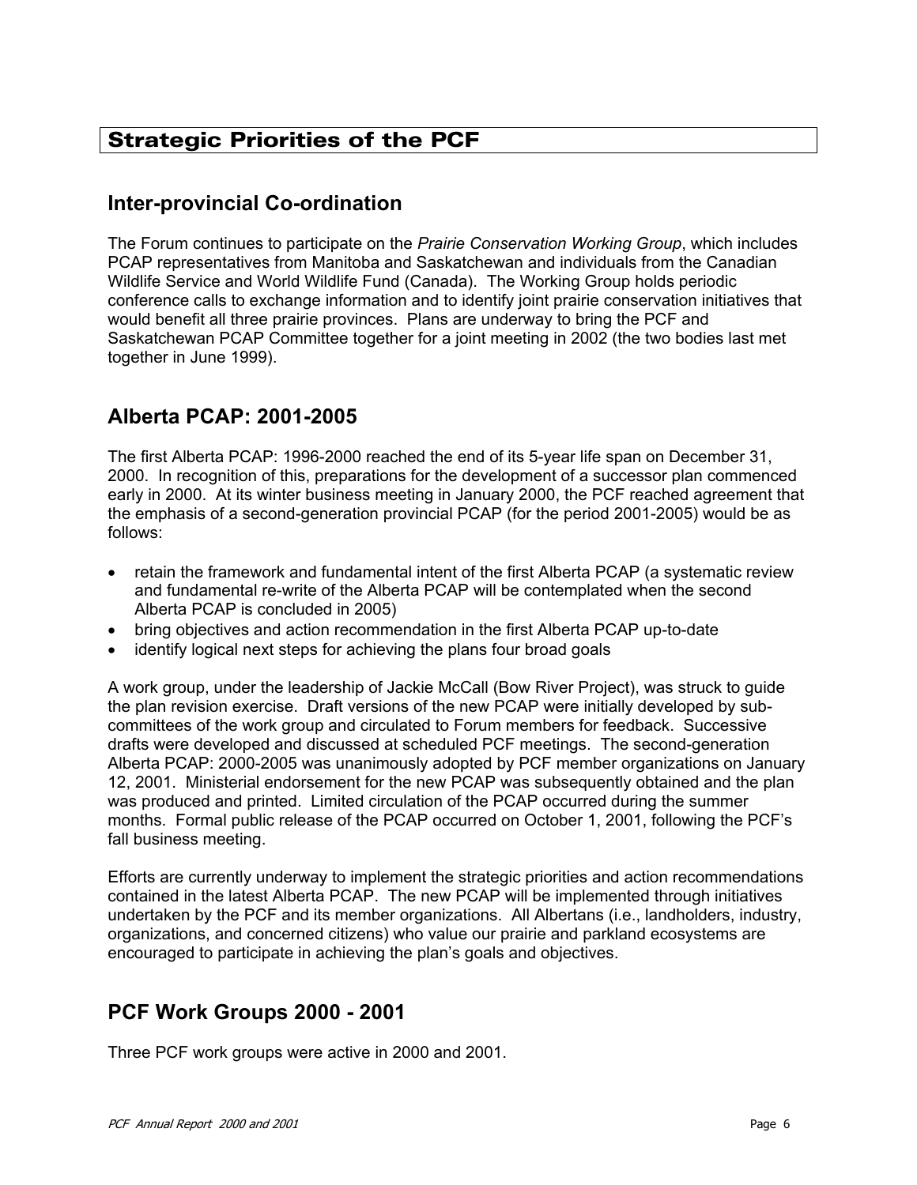# Strategic Priorities of the PCF

## Inter-provincial Co-ordination

The Forum continues to participate on the *Prairie Conservation Working Group*, which includes PCAP representatives from Manitoba and Saskatchewan and individuals from the Canadian Wildlife Service and World Wildlife Fund (Canada). The Working Group holds periodic conference calls to exchange information and to identify joint prairie conservation initiatives that would benefit all three prairie provinces. Plans are underway to bring the PCF and Saskatchewan PCAP Committee together for a joint meeting in 2002 (the two bodies last met together in June 1999).

## Alberta PCAP: 2001-2005

The first Alberta PCAP: 1996-2000 reached the end of its 5-year life span on December 31, 2000. In recognition of this, preparations for the development of a successor plan commenced early in 2000. At its winter business meeting in January 2000, the PCF reached agreement that the emphasis of a second-generation provincial PCAP (for the period 2001-2005) would be as follows:

- retain the framework and fundamental intent of the first Alberta PCAP (a systematic review and fundamental re-write of the Alberta PCAP will be contemplated when the second Alberta PCAP is concluded in 2005)
- bring objectives and action recommendation in the first Alberta PCAP up-to-date
- identify logical next steps for achieving the plans four broad goals

A work group, under the leadership of Jackie McCall (Bow River Project), was struck to guide the plan revision exercise. Draft versions of the new PCAP were initially developed by sub-committees of the work group and circulated to Forum members for feedback. Successive drafts were developed and discussed at scheduled PCF meetings. The second-generation Alberta PCAP: 2000-2005 was unanimously adopted by PCF member organizations on January 12, 2001. Ministerial endorsement for the new PCAP was subsequently obtained and the plan was produced and printed. Limited circulation of the PCAP occurred during the summer months. Formal public release of the PCAP occurred on October 1, 2001, following the PCF's fall business meeting.

Efforts are currently underway to implement the strategic priorities and action recommendations contained in the latest Alberta PCAP. The new PCAP will be implemented through initiatives undertaken by the PCF and its member organizations. All Albertans (i.e., landholders, industry, organizations, and concerned citizens) who value our prairie and parkland ecosystems are encouraged to participate in achieving the plan's goals and objectives.

## PCF Work Groups 2000 - 2001

Three PCF work groups were active in 2000 and 2001.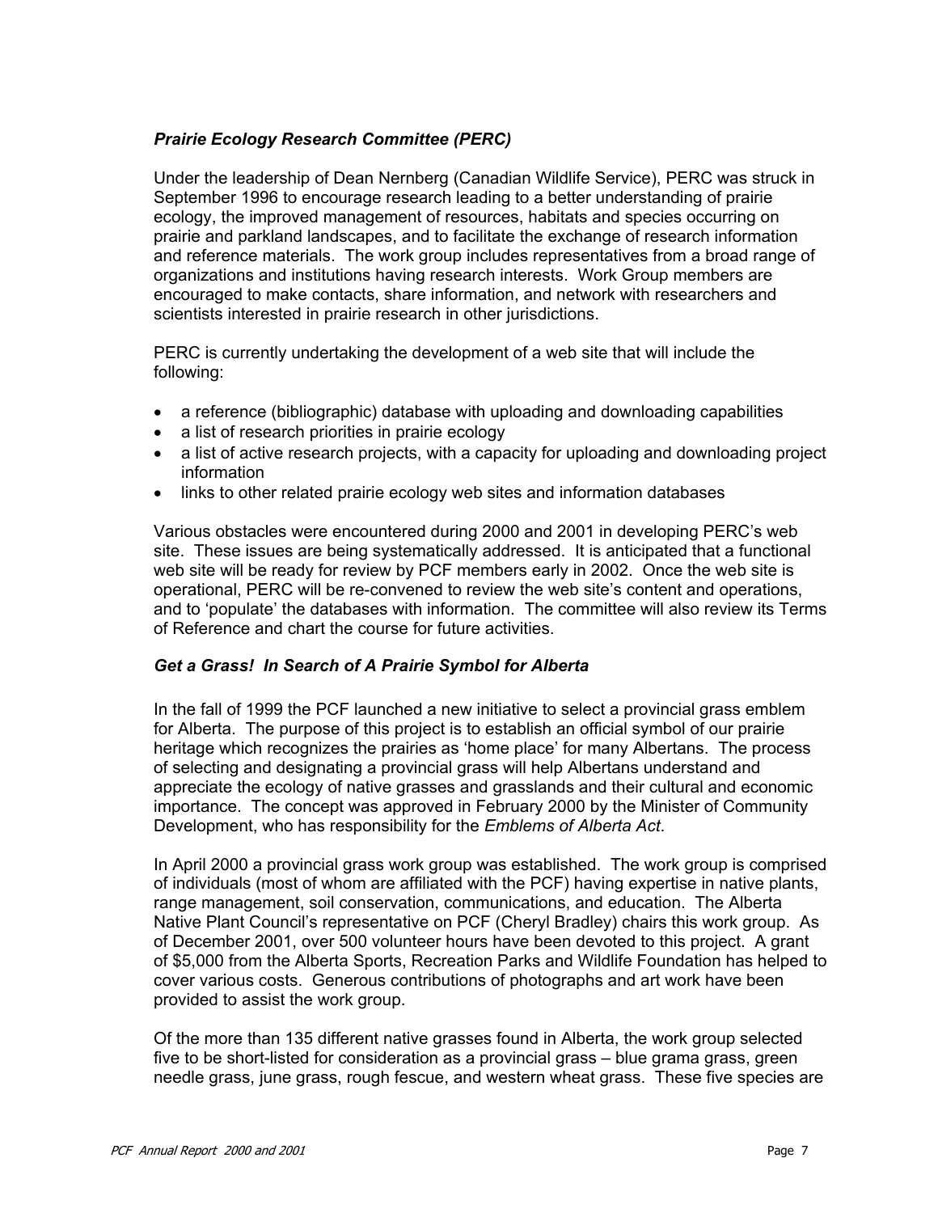### ***Prairie Ecology Research Committee (PERC)***

Under the leadership of Dean Nernberg (Canadian Wildlife Service), PERC was struck in September 1996 to encourage research leading to a better understanding of prairie ecology, the improved management of resources, habitats and species occurring on prairie and parkland landscapes, and to facilitate the exchange of research information and reference materials. The work group includes representatives from a broad range of organizations and institutions having research interests. Work Group members are encouraged to make contacts, share information, and network with researchers and scientists interested in prairie research in other jurisdictions.

PERC is currently undertaking the development of a web site that will include the following:

- a reference (bibliographic) database with uploading and downloading capabilities
- a list of research priorities in prairie ecology
- a list of active research projects, with a capacity for uploading and downloading project information
- links to other related prairie ecology web sites and information databases

Various obstacles were encountered during 2000 and 2001 in developing PERC's web site. These issues are being systematically addressed. It is anticipated that a functional web site will be ready for review by PCF members early in 2002. Once the web site is operational, PERC will be re-convened to review the web site's content and operations, and to 'populate' the databases with information. The committee will also review its Terms of Reference and chart the course for future activities.

### ***Get a Grass! In Search of A Prairie Symbol for Alberta***

In the fall of 1999 the PCF launched a new initiative to select a provincial grass emblem for Alberta. The purpose of this project is to establish an official symbol of our prairie heritage which recognizes the prairies as 'home place' for many Albertans. The process of selecting and designating a provincial grass will help Albertans understand and appreciate the ecology of native grasses and grasslands and their cultural and economic importance. The concept was approved in February 2000 by the Minister of Community Development, who has responsibility for the *Emblems of Alberta Act*.

In April 2000 a provincial grass work group was established. The work group is comprised of individuals (most of whom are affiliated with the PCF) having expertise in native plants, range management, soil conservation, communications, and education. The Alberta Native Plant Council's representative on PCF (Cheryl Bradley) chairs this work group. As of December 2001, over 500 volunteer hours have been devoted to this project. A grant of $5,000 from the Alberta Sports, Recreation Parks and Wildlife Foundation has helped to cover various costs. Generous contributions of photographs and art work have been provided to assist the work group.

Of the more than 135 different native grasses found in Alberta, the work group selected five to be short-listed for consideration as a provincial grass – blue grama grass, green needle grass, june grass, rough fescue, and western wheat grass. These five species are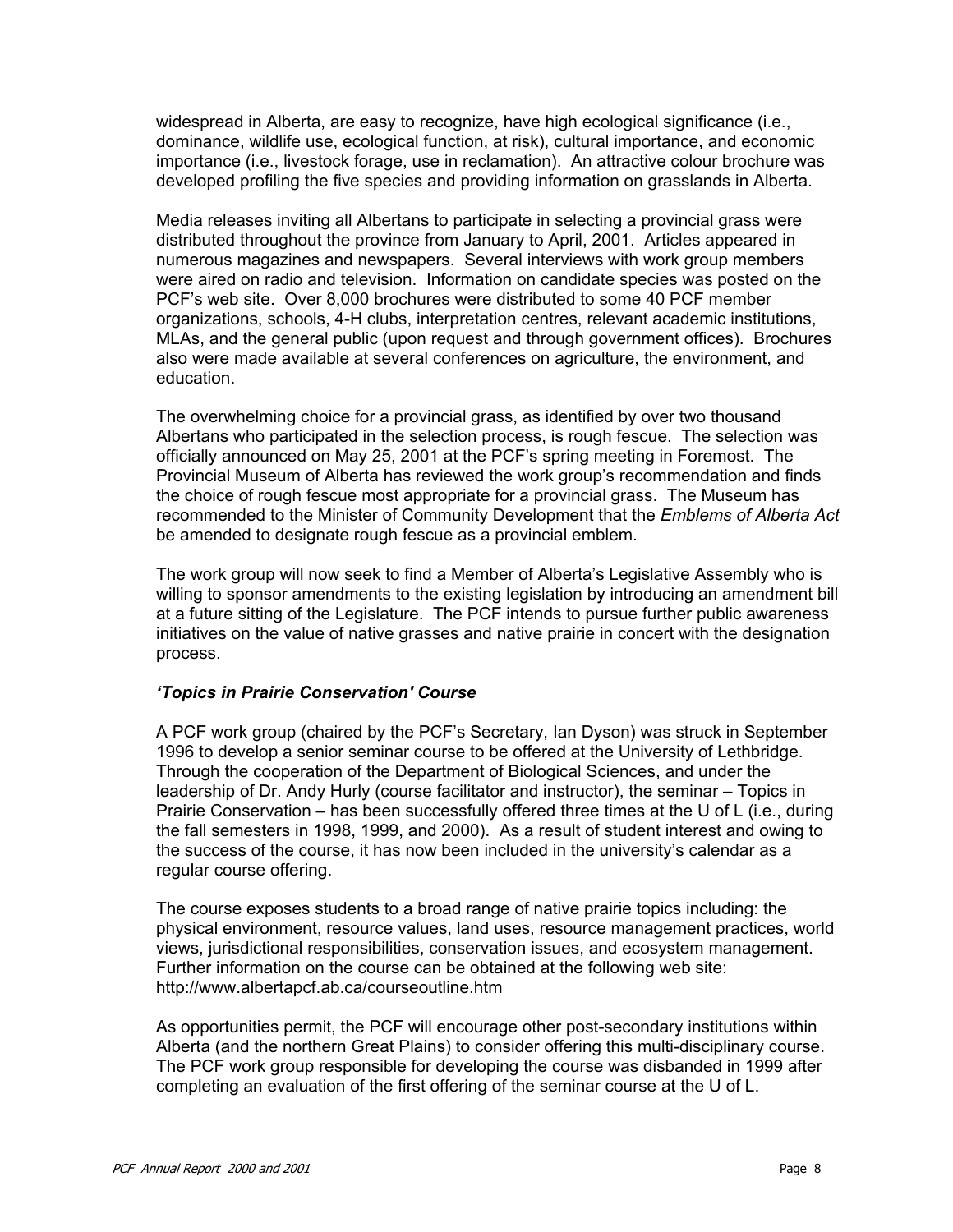widespread in Alberta, are easy to recognize, have high ecological significance (i.e., dominance, wildlife use, ecological function, at risk), cultural importance, and economic importance (i.e., livestock forage, use in reclamation). An attractive colour brochure was developed profiling the five species and providing information on grasslands in Alberta.

Media releases inviting all Albertans to participate in selecting a provincial grass were distributed throughout the province from January to April, 2001. Articles appeared in numerous magazines and newspapers. Several interviews with work group members were aired on radio and television. Information on candidate species was posted on the PCF's web site. Over 8,000 brochures were distributed to some 40 PCF member organizations, schools, 4-H clubs, interpretation centres, relevant academic institutions, MLAs, and the general public (upon request and through government offices). Brochures also were made available at several conferences on agriculture, the environment, and education.

The overwhelming choice for a provincial grass, as identified by over two thousand Albertans who participated in the selection process, is rough fescue. The selection was officially announced on May 25, 2001 at the PCF's spring meeting in Foremost. The Provincial Museum of Alberta has reviewed the work group's recommendation and finds the choice of rough fescue most appropriate for a provincial grass. The Museum has recommended to the Minister of Community Development that the *Emblems of Alberta Act* be amended to designate rough fescue as a provincial emblem.

The work group will now seek to find a Member of Alberta's Legislative Assembly who is willing to sponsor amendments to the existing legislation by introducing an amendment bill at a future sitting of the Legislature. The PCF intends to pursue further public awareness initiatives on the value of native grasses and native prairie in concert with the designation process.

### *'Topics in Prairie Conservation' Course*

A PCF work group (chaired by the PCF's Secretary, Ian Dyson) was struck in September 1996 to develop a senior seminar course to be offered at the University of Lethbridge. Through the cooperation of the Department of Biological Sciences, and under the leadership of Dr. Andy Hurly (course facilitator and instructor), the seminar – Topics in Prairie Conservation – has been successfully offered three times at the U of L (i.e., during the fall semesters in 1998, 1999, and 2000). As a result of student interest and owing to the success of the course, it has now been included in the university's calendar as a regular course offering.

The course exposes students to a broad range of native prairie topics including: the physical environment, resource values, land uses, resource management practices, world views, jurisdictional responsibilities, conservation issues, and ecosystem management. Further information on the course can be obtained at the following web site: http://www.albertapcf.ab.ca/courseoutline.htm

As opportunities permit, the PCF will encourage other post-secondary institutions within Alberta (and the northern Great Plains) to consider offering this multi-disciplinary course. The PCF work group responsible for developing the course was disbanded in 1999 after completing an evaluation of the first offering of the seminar course at the U of L.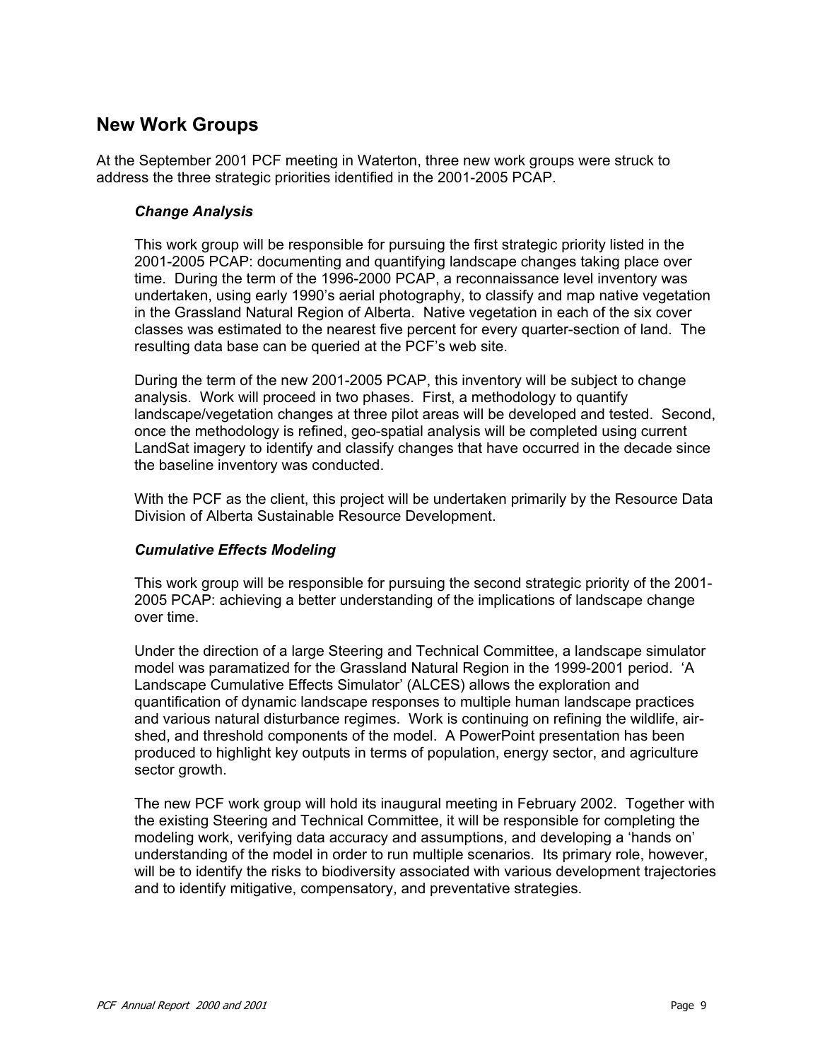## New Work Groups

At the September 2001 PCF meeting in Waterton, three new work groups were struck to address the three strategic priorities identified in the 2001-2005 PCAP.

### *Change Analysis*

This work group will be responsible for pursuing the first strategic priority listed in the 2001-2005 PCAP: documenting and quantifying landscape changes taking place over time. During the term of the 1996-2000 PCAP, a reconnaissance level inventory was undertaken, using early 1990's aerial photography, to classify and map native vegetation in the Grassland Natural Region of Alberta. Native vegetation in each of the six cover classes was estimated to the nearest five percent for every quarter-section of land. The resulting data base can be queried at the PCF's web site.

During the term of the new 2001-2005 PCAP, this inventory will be subject to change analysis. Work will proceed in two phases. First, a methodology to quantify landscape/vegetation changes at three pilot areas will be developed and tested. Second, once the methodology is refined, geo-spatial analysis will be completed using current LandSat imagery to identify and classify changes that have occurred in the decade since the baseline inventory was conducted.

With the PCF as the client, this project will be undertaken primarily by the Resource Data Division of Alberta Sustainable Resource Development.

### *Cumulative Effects Modeling*

This work group will be responsible for pursuing the second strategic priority of the 2001-2005 PCAP: achieving a better understanding of the implications of landscape change over time.

Under the direction of a large Steering and Technical Committee, a landscape simulator model was paramatized for the Grassland Natural Region in the 1999-2001 period. 'A Landscape Cumulative Effects Simulator' (ALCES) allows the exploration and quantification of dynamic landscape responses to multiple human landscape practices and various natural disturbance regimes. Work is continuing on refining the wildlife, air-shed, and threshold components of the model. A PowerPoint presentation has been produced to highlight key outputs in terms of population, energy sector, and agriculture sector growth.

The new PCF work group will hold its inaugural meeting in February 2002. Together with the existing Steering and Technical Committee, it will be responsible for completing the modeling work, verifying data accuracy and assumptions, and developing a 'hands on' understanding of the model in order to run multiple scenarios. Its primary role, however, will be to identify the risks to biodiversity associated with various development trajectories and to identify mitigative, compensatory, and preventative strategies.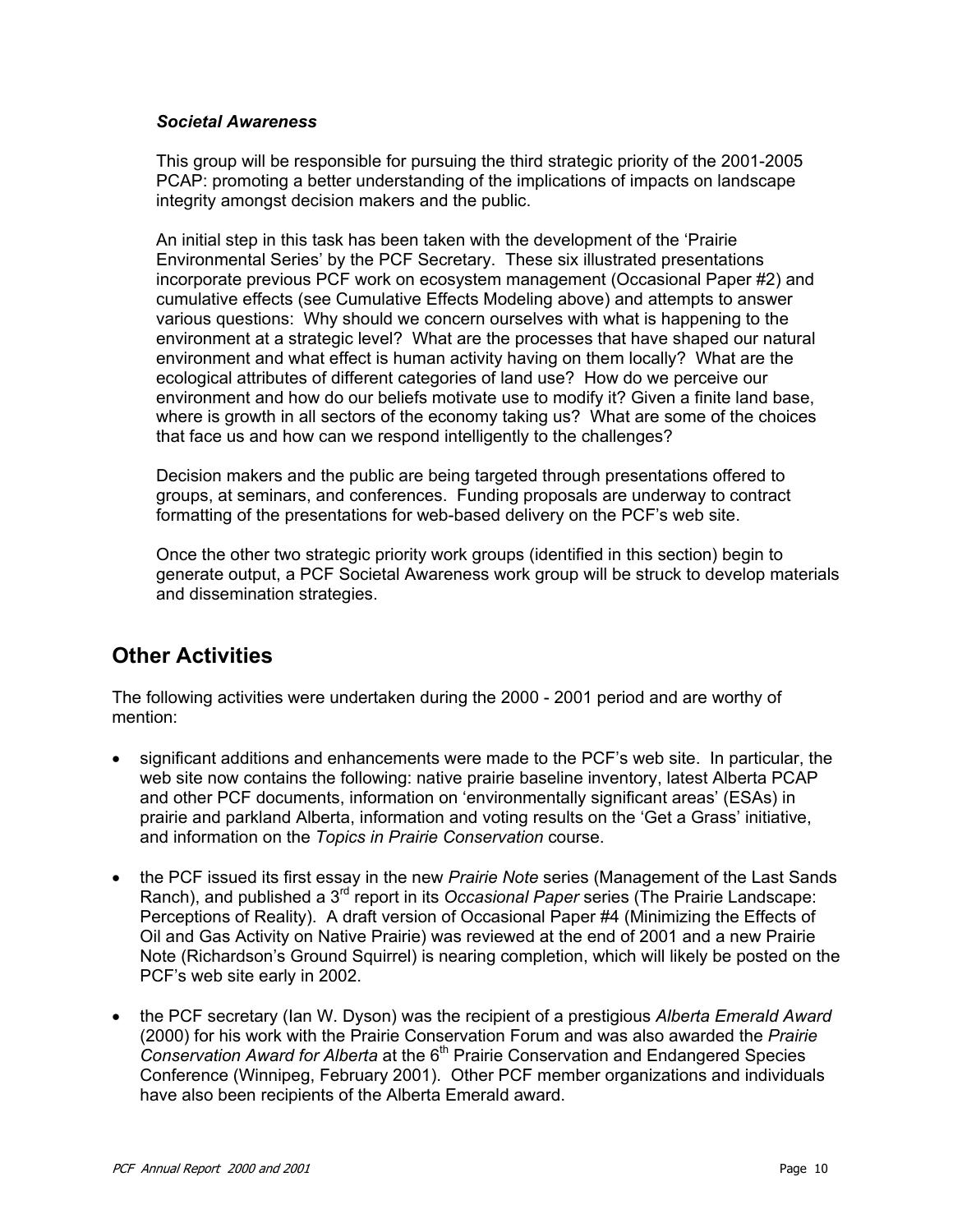***Societal Awareness***

This group will be responsible for pursuing the third strategic priority of the 2001-2005 PCAP: promoting a better understanding of the implications of impacts on landscape integrity amongst decision makers and the public.

An initial step in this task has been taken with the development of the 'Prairie Environmental Series' by the PCF Secretary. These six illustrated presentations incorporate previous PCF work on ecosystem management (Occasional Paper #2) and cumulative effects (see Cumulative Effects Modeling above) and attempts to answer various questions: Why should we concern ourselves with what is happening to the environment at a strategic level? What are the processes that have shaped our natural environment and what effect is human activity having on them locally? What are the ecological attributes of different categories of land use? How do we perceive our environment and how do our beliefs motivate use to modify it? Given a finite land base, where is growth in all sectors of the economy taking us? What are some of the choices that face us and how can we respond intelligently to the challenges?

Decision makers and the public are being targeted through presentations offered to groups, at seminars, and conferences. Funding proposals are underway to contract formatting of the presentations for web-based delivery on the PCF's web site.

Once the other two strategic priority work groups (identified in this section) begin to generate output, a PCF Societal Awareness work group will be struck to develop materials and dissemination strategies.

## Other Activities

The following activities were undertaken during the 2000 - 2001 period and are worthy of mention:

- significant additions and enhancements were made to the PCF's web site. In particular, the web site now contains the following: native prairie baseline inventory, latest Alberta PCAP and other PCF documents, information on 'environmentally significant areas' (ESAs) in prairie and parkland Alberta, information and voting results on the 'Get a Grass' initiative, and information on the *Topics in Prairie Conservation* course.
- the PCF issued its first essay in the new *Prairie Note* series (Management of the Last Sands Ranch), and published a 3rd report in its *Occasional Paper* series (The Prairie Landscape: Perceptions of Reality). A draft version of Occasional Paper #4 (Minimizing the Effects of Oil and Gas Activity on Native Prairie) was reviewed at the end of 2001 and a new Prairie Note (Richardson's Ground Squirrel) is nearing completion, which will likely be posted on the PCF's web site early in 2002.
- the PCF secretary (Ian W. Dyson) was the recipient of a prestigious *Alberta Emerald Award* (2000) for his work with the Prairie Conservation Forum and was also awarded the *Prairie Conservation Award for Alberta* at the 6th Prairie Conservation and Endangered Species Conference (Winnipeg, February 2001). Other PCF member organizations and individuals have also been recipients of the Alberta Emerald award.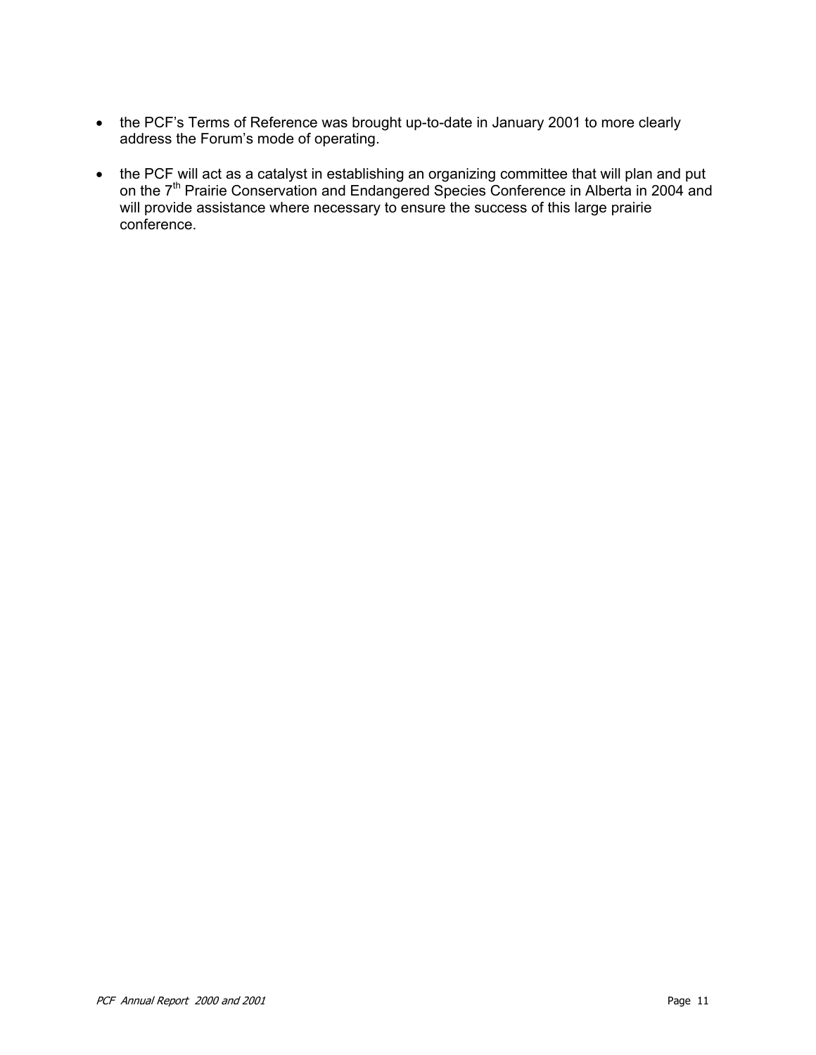- the PCF's Terms of Reference was brought up-to-date in January 2001 to more clearly address the Forum's mode of operating.

- the PCF will act as a catalyst in establishing an organizing committee that will plan and put on the 7th Prairie Conservation and Endangered Species Conference in Alberta in 2004 and will provide assistance where necessary to ensure the success of this large prairie conference.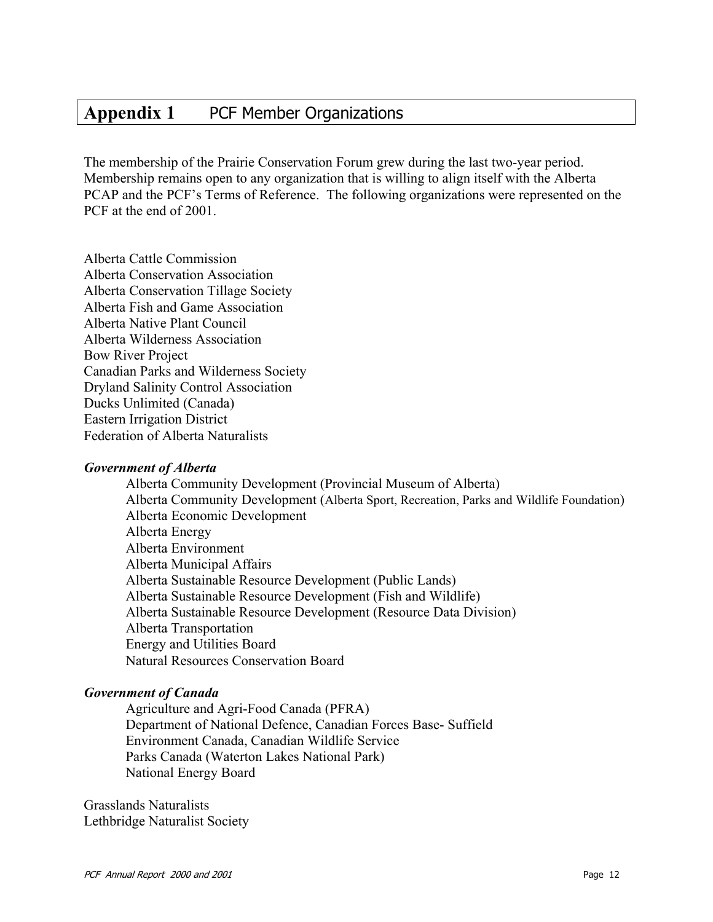# Appendix 1 PCF Member Organizations

The membership of the Prairie Conservation Forum grew during the last two-year period. Membership remains open to any organization that is willing to align itself with the Alberta PCAP and the PCF's Terms of Reference. The following organizations were represented on the PCF at the end of 2001.

Alberta Cattle Commission
Alberta Conservation Association
Alberta Conservation Tillage Society
Alberta Fish and Game Association
Alberta Native Plant Council
Alberta Wilderness Association
Bow River Project
Canadian Parks and Wilderness Society
Dryland Salinity Control Association
Ducks Unlimited (Canada)
Eastern Irrigation District
Federation of Alberta Naturalists

***Government of Alberta***

- Alberta Community Development (Provincial Museum of Alberta)
- Alberta Community Development (Alberta Sport, Recreation, Parks and Wildlife Foundation)
- Alberta Economic Development
- Alberta Energy
- Alberta Environment
- Alberta Municipal Affairs
- Alberta Sustainable Resource Development (Public Lands)
- Alberta Sustainable Resource Development (Fish and Wildlife)
- Alberta Sustainable Resource Development (Resource Data Division)
- Alberta Transportation
- Energy and Utilities Board
- Natural Resources Conservation Board

***Government of Canada***

- Agriculture and Agri-Food Canada (PFRA)
- Department of National Defence, Canadian Forces Base- Suffield
- Environment Canada, Canadian Wildlife Service
- Parks Canada (Waterton Lakes National Park)
- National Energy Board

Grasslands Naturalists
Lethbridge Naturalist Society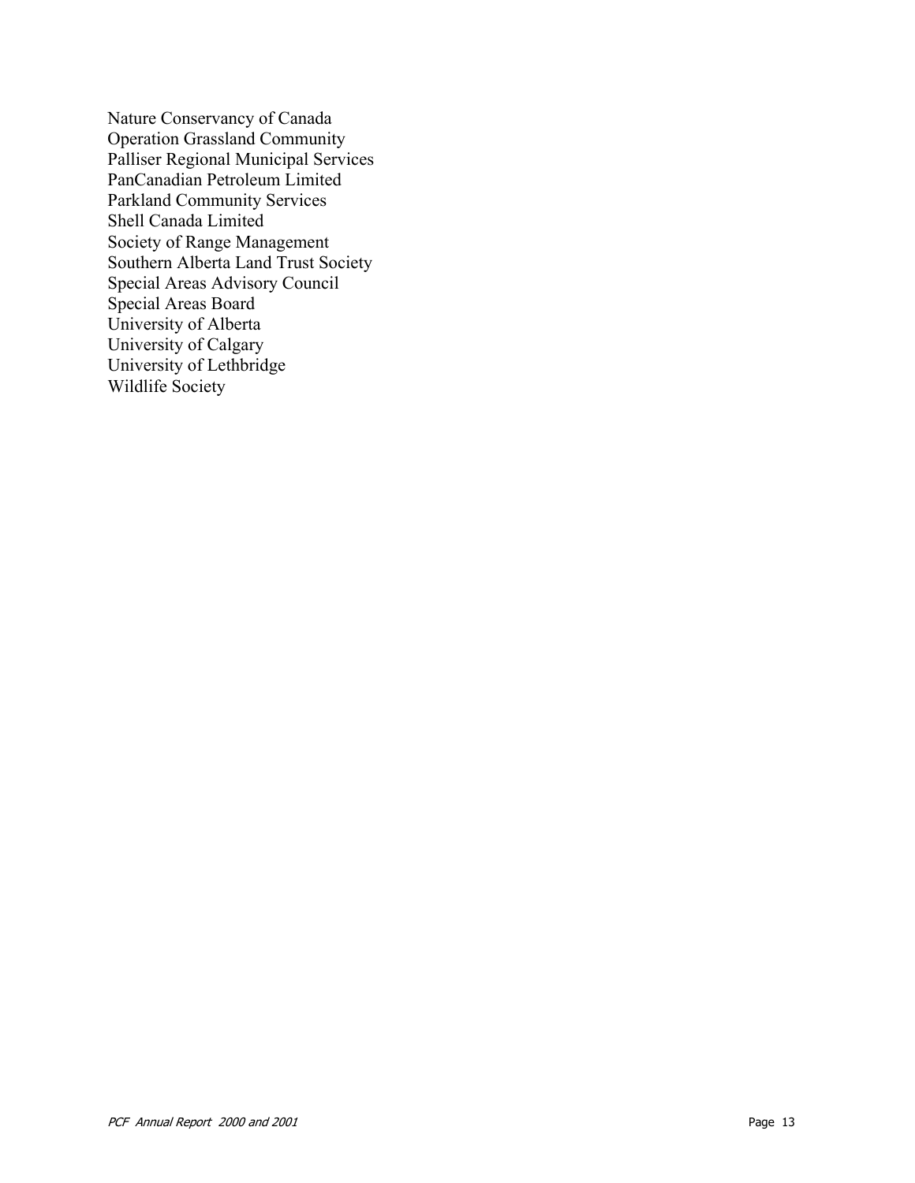Nature Conservancy of Canada
Operation Grassland Community
Palliser Regional Municipal Services
PanCanadian Petroleum Limited
Parkland Community Services
Shell Canada Limited
Society of Range Management
Southern Alberta Land Trust Society
Special Areas Advisory Council
Special Areas Board
University of Alberta
University of Calgary
University of Lethbridge
Wildlife Society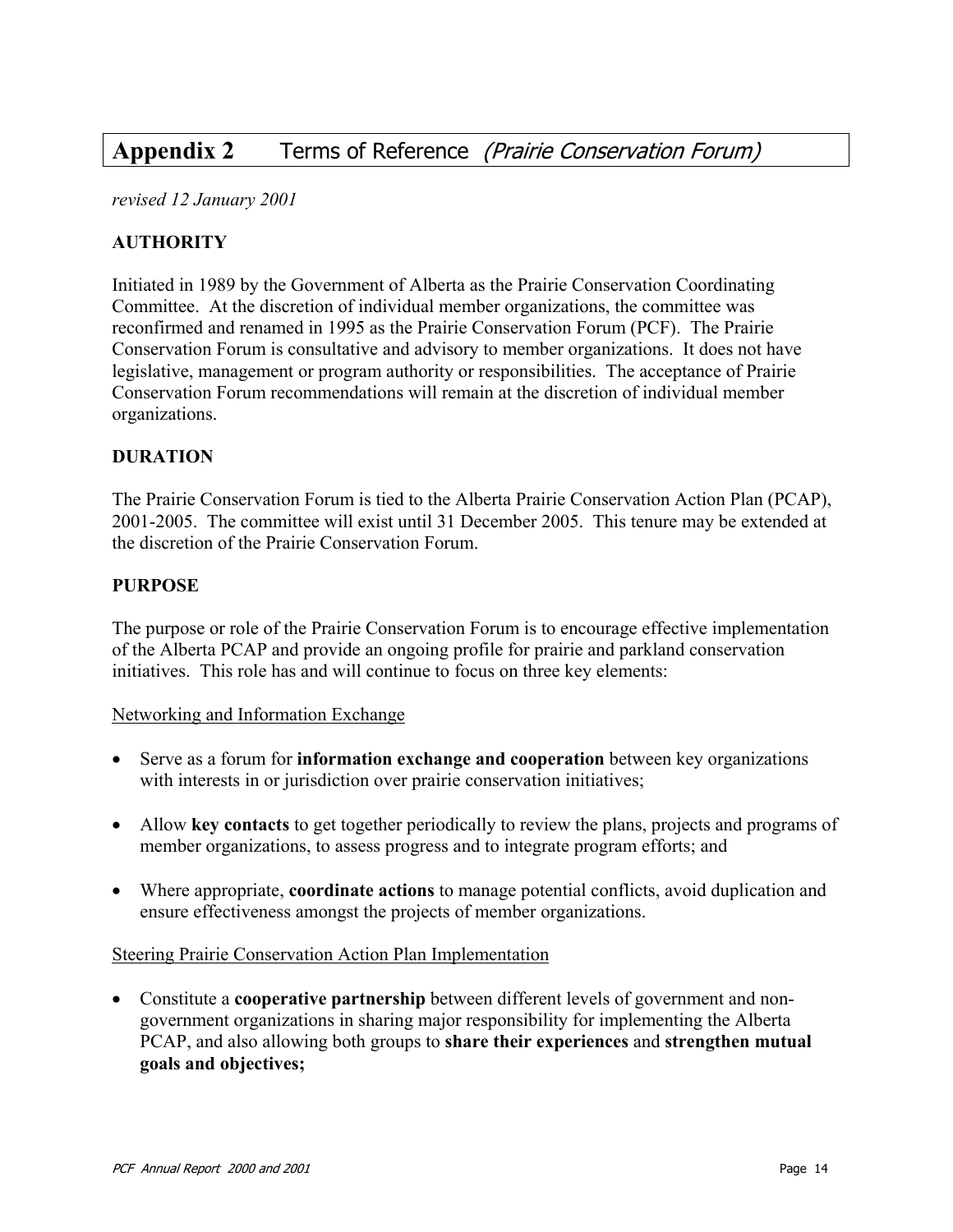## Appendix 2 Terms of Reference *(Prairie Conservation Forum)*

*revised 12 January 2001*

**AUTHORITY**

Initiated in 1989 by the Government of Alberta as the Prairie Conservation Coordinating Committee. At the discretion of individual member organizations, the committee was reconfirmed and renamed in 1995 as the Prairie Conservation Forum (PCF). The Prairie Conservation Forum is consultative and advisory to member organizations. It does not have legislative, management or program authority or responsibilities. The acceptance of Prairie Conservation Forum recommendations will remain at the discretion of individual member organizations.

**DURATION**

The Prairie Conservation Forum is tied to the Alberta Prairie Conservation Action Plan (PCAP), 2001-2005. The committee will exist until 31 December 2005. This tenure may be extended at the discretion of the Prairie Conservation Forum.

**PURPOSE**

The purpose or role of the Prairie Conservation Forum is to encourage effective implementation of the Alberta PCAP and provide an ongoing profile for prairie and parkland conservation initiatives. This role has and will continue to focus on three key elements:

Networking and Information Exchange

- Serve as a forum for **information exchange and cooperation** between key organizations with interests in or jurisdiction over prairie conservation initiatives;
- Allow **key contacts** to get together periodically to review the plans, projects and programs of member organizations, to assess progress and to integrate program efforts; and
- Where appropriate, **coordinate actions** to manage potential conflicts, avoid duplication and ensure effectiveness amongst the projects of member organizations.

Steering Prairie Conservation Action Plan Implementation

- Constitute a **cooperative partnership** between different levels of government and non-government organizations in sharing major responsibility for implementing the Alberta PCAP, and also allowing both groups to **share their experiences** and **strengthen mutual goals and objectives;**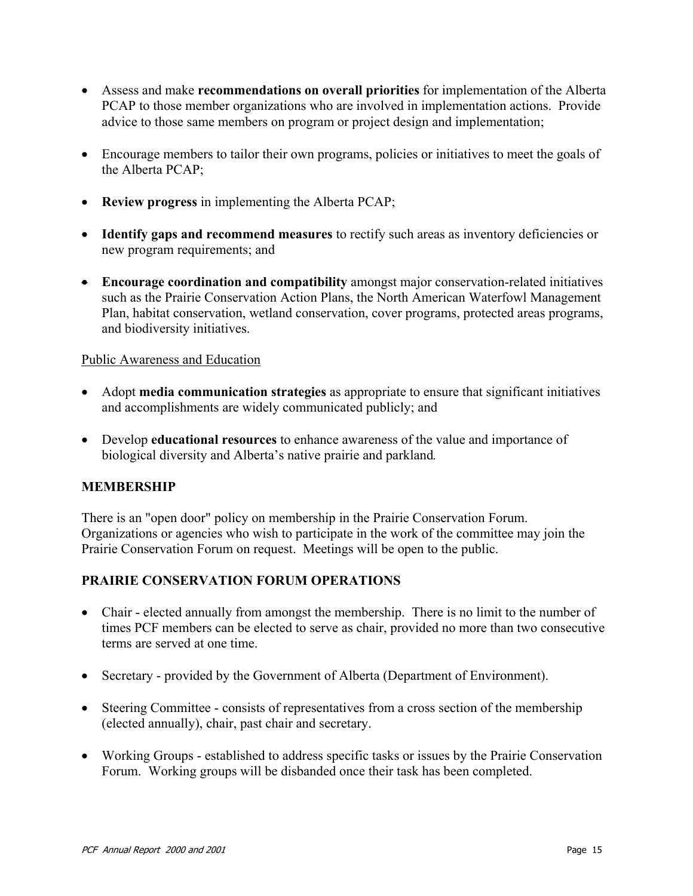- Assess and make **recommendations on overall priorities** for implementation of the Alberta PCAP to those member organizations who are involved in implementation actions. Provide advice to those same members on program or project design and implementation;

- Encourage members to tailor their own programs, policies or initiatives to meet the goals of the Alberta PCAP;

- **Review progress** in implementing the Alberta PCAP;

- **Identify gaps and recommend measures** to rectify such areas as inventory deficiencies or new program requirements; and

- **Encourage coordination and compatibility** amongst major conservation-related initiatives such as the Prairie Conservation Action Plans, the North American Waterfowl Management Plan, habitat conservation, wetland conservation, cover programs, protected areas programs, and biodiversity initiatives.

<u>Public Awareness and Education</u>

- Adopt **media communication strategies** as appropriate to ensure that significant initiatives and accomplishments are widely communicated publicly; and

- Develop **educational resources** to enhance awareness of the value and importance of biological diversity and Alberta's native prairie and parkland.

### MEMBERSHIP

There is an "open door" policy on membership in the Prairie Conservation Forum. Organizations or agencies who wish to participate in the work of the committee may join the Prairie Conservation Forum on request. Meetings will be open to the public.

### PRAIRIE CONSERVATION FORUM OPERATIONS

- Chair - elected annually from amongst the membership. There is no limit to the number of times PCF members can be elected to serve as chair, provided no more than two consecutive terms are served at one time.

- Secretary - provided by the Government of Alberta (Department of Environment).

- Steering Committee - consists of representatives from a cross section of the membership (elected annually), chair, past chair and secretary.

- Working Groups - established to address specific tasks or issues by the Prairie Conservation Forum. Working groups will be disbanded once their task has been completed.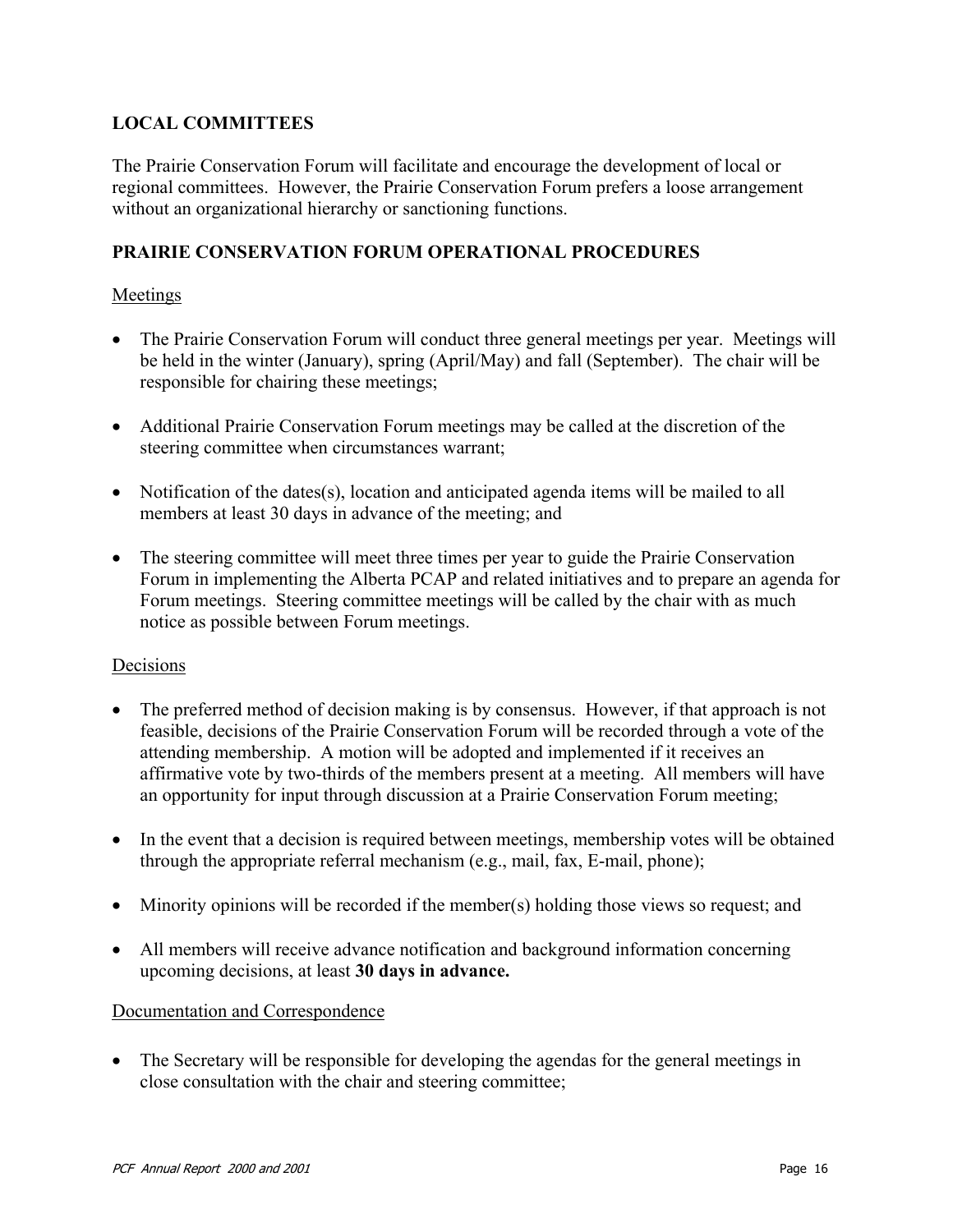## LOCAL COMMITTEES

The Prairie Conservation Forum will facilitate and encourage the development of local or regional committees. However, the Prairie Conservation Forum prefers a loose arrangement without an organizational hierarchy or sanctioning functions.

## PRAIRIE CONSERVATION FORUM OPERATIONAL PROCEDURES

### Meetings

- The Prairie Conservation Forum will conduct three general meetings per year. Meetings will be held in the winter (January), spring (April/May) and fall (September). The chair will be responsible for chairing these meetings;
- Additional Prairie Conservation Forum meetings may be called at the discretion of the steering committee when circumstances warrant;
- Notification of the dates(s), location and anticipated agenda items will be mailed to all members at least 30 days in advance of the meeting; and
- The steering committee will meet three times per year to guide the Prairie Conservation Forum in implementing the Alberta PCAP and related initiatives and to prepare an agenda for Forum meetings. Steering committee meetings will be called by the chair with as much notice as possible between Forum meetings.

### Decisions

- The preferred method of decision making is by consensus. However, if that approach is not feasible, decisions of the Prairie Conservation Forum will be recorded through a vote of the attending membership. A motion will be adopted and implemented if it receives an affirmative vote by two-thirds of the members present at a meeting. All members will have an opportunity for input through discussion at a Prairie Conservation Forum meeting;
- In the event that a decision is required between meetings, membership votes will be obtained through the appropriate referral mechanism (e.g., mail, fax, E-mail, phone);
- Minority opinions will be recorded if the member(s) holding those views so request; and
- All members will receive advance notification and background information concerning upcoming decisions, at least **30 days in advance.**

### Documentation and Correspondence

- The Secretary will be responsible for developing the agendas for the general meetings in close consultation with the chair and steering committee;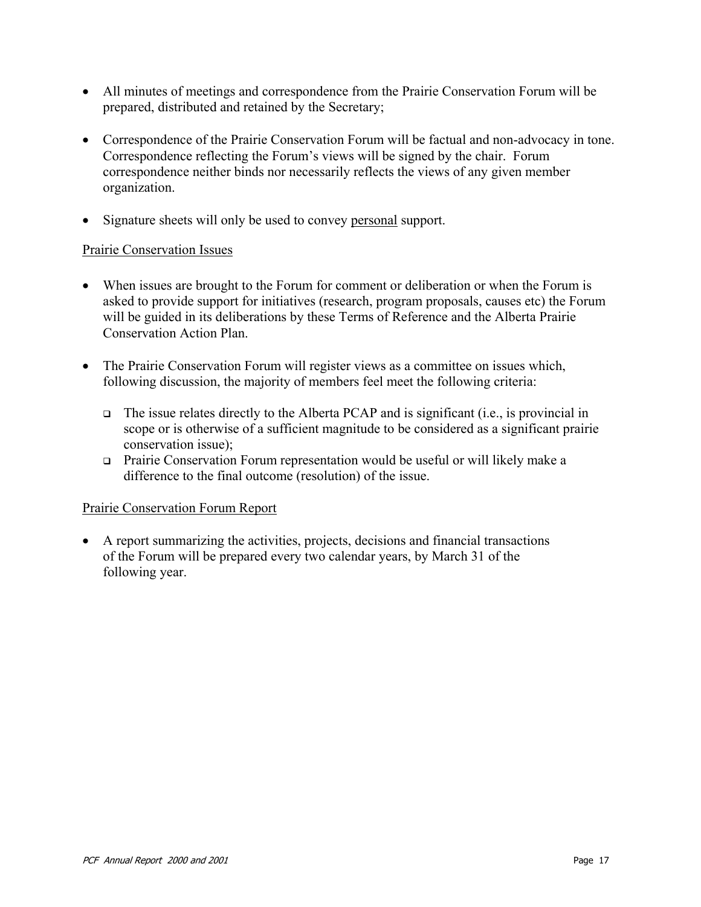- All minutes of meetings and correspondence from the Prairie Conservation Forum will be prepared, distributed and retained by the Secretary;

- Correspondence of the Prairie Conservation Forum will be factual and non-advocacy in tone. Correspondence reflecting the Forum's views will be signed by the chair. Forum correspondence neither binds nor necessarily reflects the views of any given member organization.

- Signature sheets will only be used to convey personal support.

Prairie Conservation Issues

- When issues are brought to the Forum for comment or deliberation or when the Forum is asked to provide support for initiatives (research, program proposals, causes etc) the Forum will be guided in its deliberations by these Terms of Reference and the Alberta Prairie Conservation Action Plan.

- The Prairie Conservation Forum will register views as a committee on issues which, following discussion, the majority of members feel meet the following criteria:

  - The issue relates directly to the Alberta PCAP and is significant (i.e., is provincial in scope or is otherwise of a sufficient magnitude to be considered as a significant prairie conservation issue);
  - Prairie Conservation Forum representation would be useful or will likely make a difference to the final outcome (resolution) of the issue.

Prairie Conservation Forum Report

- A report summarizing the activities, projects, decisions and financial transactions of the Forum will be prepared every two calendar years, by March 31 of the following year.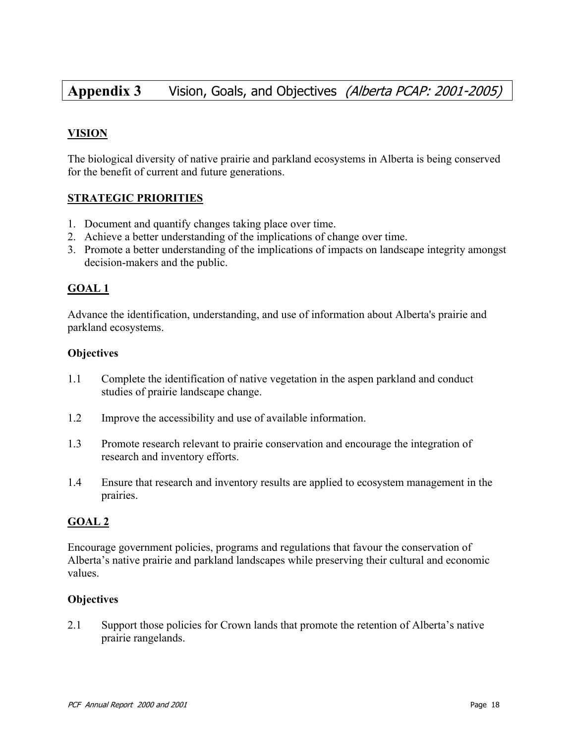# Appendix 3 Vision, Goals, and Objectives *(Alberta PCAP: 2001-2005)*

## VISION

The biological diversity of native prairie and parkland ecosystems in Alberta is being conserved for the benefit of current and future generations.

## STRATEGIC PRIORITIES

1. Document and quantify changes taking place over time.
2. Achieve a better understanding of the implications of change over time.
3. Promote a better understanding of the implications of impacts on landscape integrity amongst decision-makers and the public.

## GOAL 1

Advance the identification, understanding, and use of information about Alberta's prairie and parkland ecosystems.

### Objectives

1.1 Complete the identification of native vegetation in the aspen parkland and conduct studies of prairie landscape change.

1.2 Improve the accessibility and use of available information.

1.3 Promote research relevant to prairie conservation and encourage the integration of research and inventory efforts.

1.4 Ensure that research and inventory results are applied to ecosystem management in the prairies.

## GOAL 2

Encourage government policies, programs and regulations that favour the conservation of Alberta's native prairie and parkland landscapes while preserving their cultural and economic values.

### Objectives

2.1 Support those policies for Crown lands that promote the retention of Alberta's native prairie rangelands.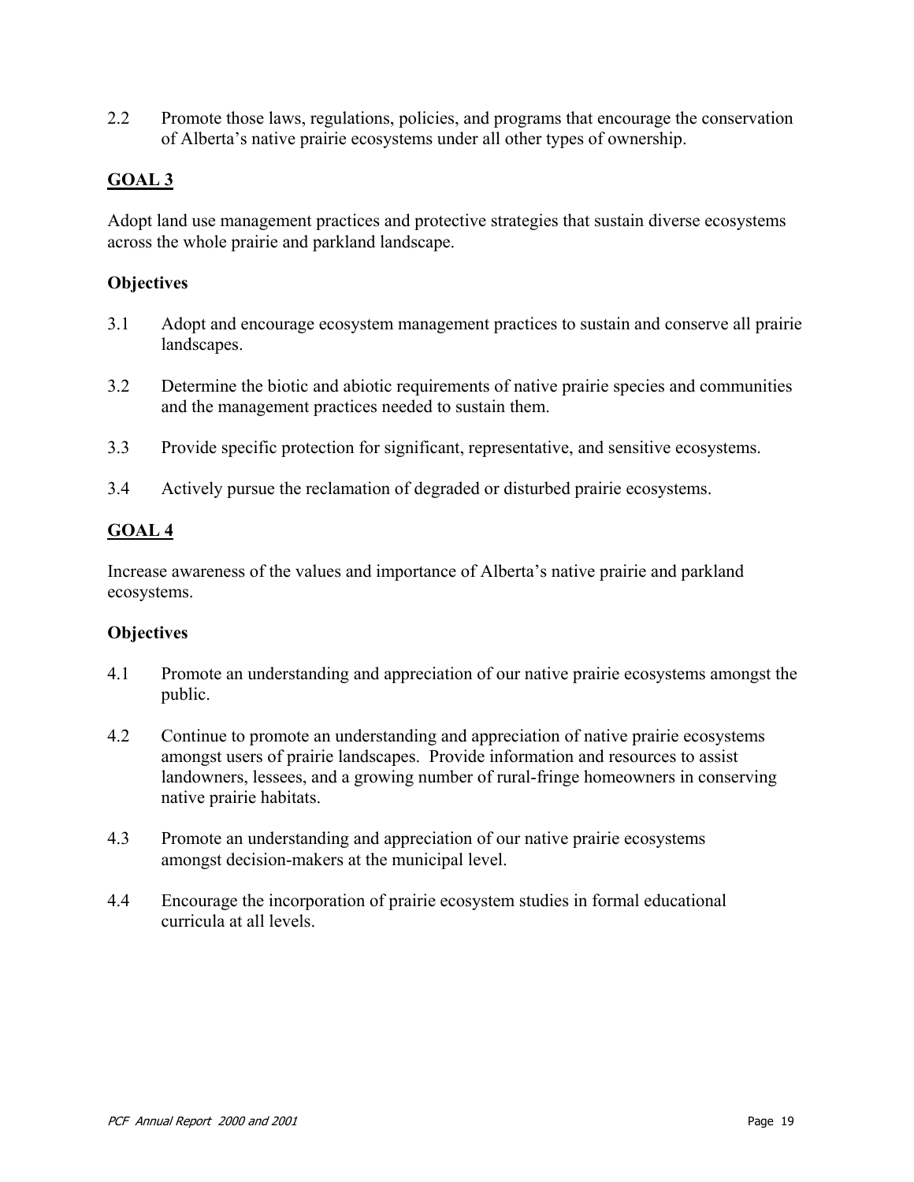2.2 Promote those laws, regulations, policies, and programs that encourage the conservation of Alberta's native prairie ecosystems under all other types of ownership.

## GOAL 3

Adopt land use management practices and protective strategies that sustain diverse ecosystems across the whole prairie and parkland landscape.

### Objectives

3.1 Adopt and encourage ecosystem management practices to sustain and conserve all prairie landscapes.

3.2 Determine the biotic and abiotic requirements of native prairie species and communities and the management practices needed to sustain them.

3.3 Provide specific protection for significant, representative, and sensitive ecosystems.

3.4 Actively pursue the reclamation of degraded or disturbed prairie ecosystems.

## GOAL 4

Increase awareness of the values and importance of Alberta's native prairie and parkland ecosystems.

### Objectives

4.1 Promote an understanding and appreciation of our native prairie ecosystems amongst the public.

4.2 Continue to promote an understanding and appreciation of native prairie ecosystems amongst users of prairie landscapes. Provide information and resources to assist landowners, lessees, and a growing number of rural-fringe homeowners in conserving native prairie habitats.

4.3 Promote an understanding and appreciation of our native prairie ecosystems amongst decision-makers at the municipal level.

4.4 Encourage the incorporation of prairie ecosystem studies in formal educational curricula at all levels.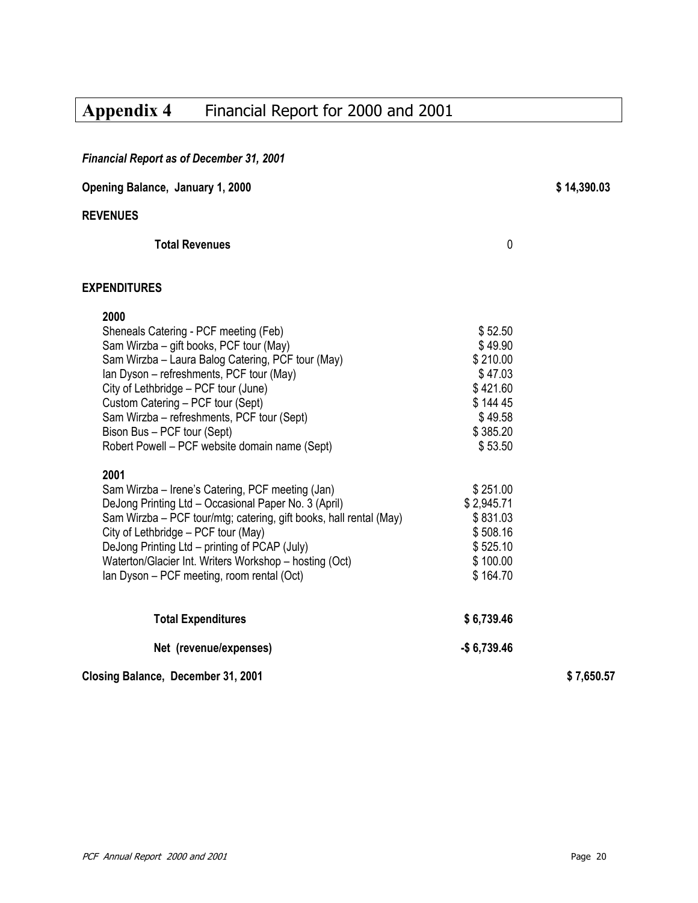# Appendix 4 Financial Report for 2000 and 2001

***Financial Report as of December 31, 2001***

| | | |
|---|---|---|
| **Opening Balance, January 1, 2000** | | **$ 14,390.03** |
| **REVENUES** | | |
| **Total Revenues** | 0 | |
| **EXPENDITURES** | | |
| **2000** | | |
| Sheneals Catering - PCF meeting (Feb) | $ 52.50 | |
| Sam Wirzba – gift books, PCF tour (May) | $ 49.90 | |
| Sam Wirzba – Laura Balog Catering, PCF tour (May) | $ 210.00 | |
| Ian Dyson – refreshments, PCF tour (May) | $ 47.03 | |
| City of Lethbridge – PCF tour (June) | $ 421.60 | |
| Custom Catering – PCF tour (Sept) | $ 144 45 | |
| Sam Wirzba – refreshments, PCF tour (Sept) | $ 49.58 | |
| Bison Bus – PCF tour (Sept) | $ 385.20 | |
| Robert Powell – PCF website domain name (Sept) | $ 53.50 | |
| **2001** | | |
| Sam Wirzba – Irene's Catering, PCF meeting (Jan) | $ 251.00 | |
| DeJong Printing Ltd – Occasional Paper No. 3 (April) | $ 2,945.71 | |
| Sam Wirzba – PCF tour/mtg; catering, gift books, hall rental (May) | $ 831.03 | |
| City of Lethbridge – PCF tour (May) | $ 508.16 | |
| DeJong Printing Ltd – printing of PCAP (July) | $ 525.10 | |
| Waterton/Glacier Int. Writers Workshop – hosting (Oct) | $ 100.00 | |
| Ian Dyson – PCF meeting, room rental (Oct) | $ 164.70 | |
| **Total Expenditures** | **$ 6,739.46** | |
| **Net (revenue/expenses)** | **-$ 6,739.46** | |
| **Closing Balance, December 31, 2001** | | **$ 7,650.57** |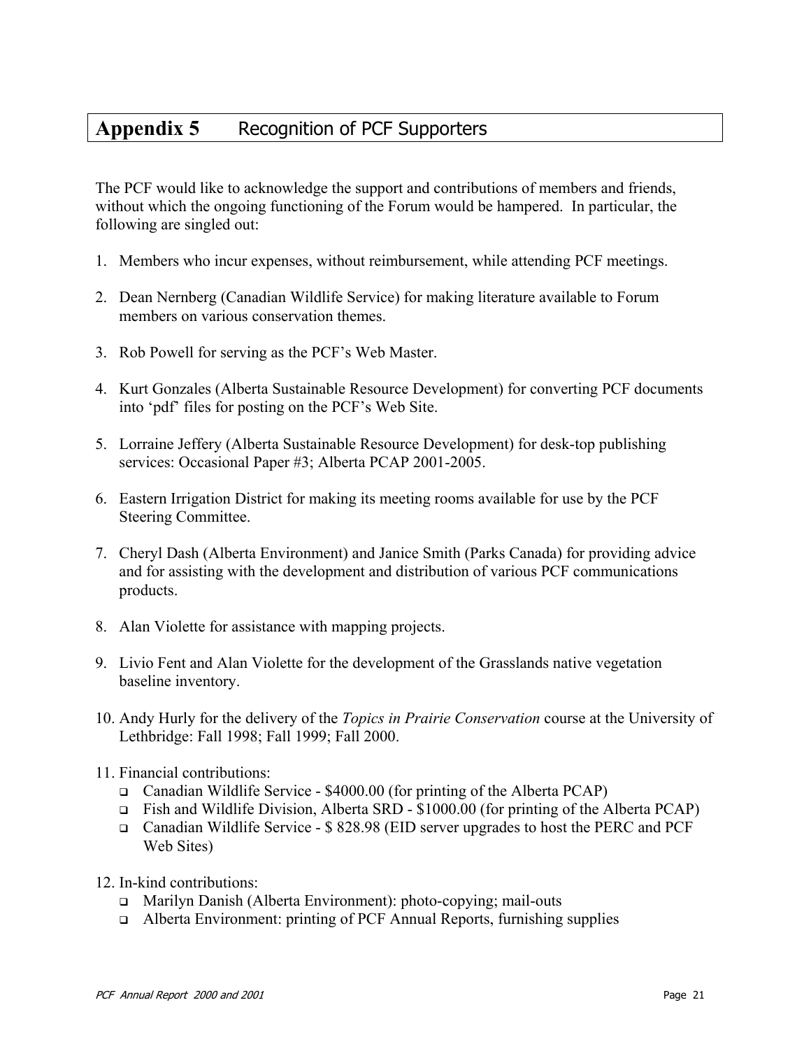# Appendix 5 Recognition of PCF Supporters

The PCF would like to acknowledge the support and contributions of members and friends, without which the ongoing functioning of the Forum would be hampered. In particular, the following are singled out:

1. Members who incur expenses, without reimbursement, while attending PCF meetings.

2. Dean Nernberg (Canadian Wildlife Service) for making literature available to Forum members on various conservation themes.

3. Rob Powell for serving as the PCF's Web Master.

4. Kurt Gonzales (Alberta Sustainable Resource Development) for converting PCF documents into 'pdf' files for posting on the PCF's Web Site.

5. Lorraine Jeffery (Alberta Sustainable Resource Development) for desk-top publishing services: Occasional Paper #3; Alberta PCAP 2001-2005.

6. Eastern Irrigation District for making its meeting rooms available for use by the PCF Steering Committee.

7. Cheryl Dash (Alberta Environment) and Janice Smith (Parks Canada) for providing advice and for assisting with the development and distribution of various PCF communications products.

8. Alan Violette for assistance with mapping projects.

9. Livio Fent and Alan Violette for the development of the Grasslands native vegetation baseline inventory.

10. Andy Hurly for the delivery of the *Topics in Prairie Conservation* course at the University of Lethbridge: Fall 1998; Fall 1999; Fall 2000.

11. Financial contributions:
    - Canadian Wildlife Service - $4000.00 (for printing of the Alberta PCAP)
    - Fish and Wildlife Division, Alberta SRD - $1000.00 (for printing of the Alberta PCAP)
    - Canadian Wildlife Service - $ 828.98 (EID server upgrades to host the PERC and PCF Web Sites)

12. In-kind contributions:
    - Marilyn Danish (Alberta Environment): photo-copying; mail-outs
    - Alberta Environment: printing of PCF Annual Reports, furnishing supplies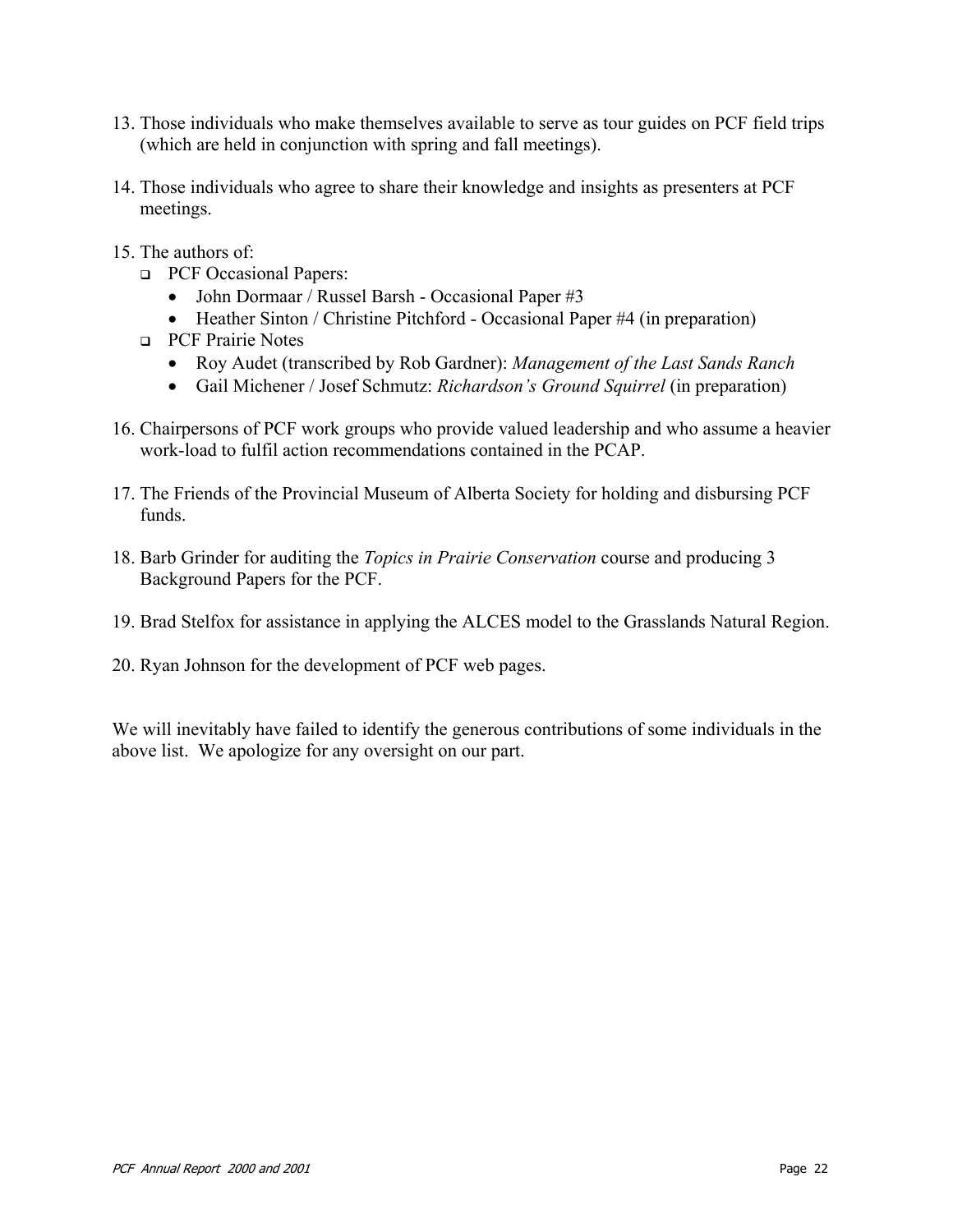13. Those individuals who make themselves available to serve as tour guides on PCF field trips (which are held in conjunction with spring and fall meetings).

14. Those individuals who agree to share their knowledge and insights as presenters at PCF meetings.

15. The authors of:
    - PCF Occasional Papers:
      - John Dormaar / Russel Barsh - Occasional Paper #3
      - Heather Sinton / Christine Pitchford - Occasional Paper #4 (in preparation)
    - PCF Prairie Notes
      - Roy Audet (transcribed by Rob Gardner): *Management of the Last Sands Ranch*
      - Gail Michener / Josef Schmutz: *Richardson's Ground Squirrel* (in preparation)

16. Chairpersons of PCF work groups who provide valued leadership and who assume a heavier work-load to fulfil action recommendations contained in the PCAP.

17. The Friends of the Provincial Museum of Alberta Society for holding and disbursing PCF funds.

18. Barb Grinder for auditing the *Topics in Prairie Conservation* course and producing 3 Background Papers for the PCF.

19. Brad Stelfox for assistance in applying the ALCES model to the Grasslands Natural Region.

20. Ryan Johnson for the development of PCF web pages.

We will inevitably have failed to identify the generous contributions of some individuals in the above list. We apologize for any oversight on our part.